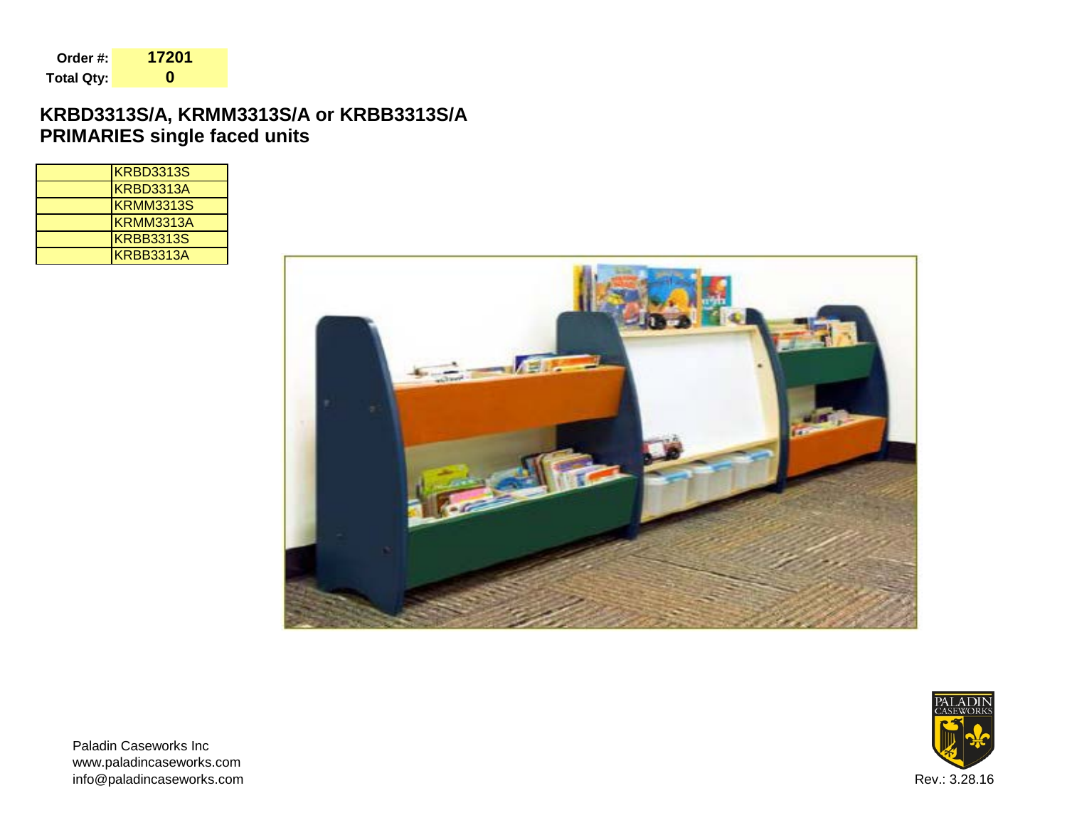**Order #:** 17201
**Total Qty:** 0

## KRBD3313S/A, KRMM3313S/A or KRBB3313S/A
## PRIMARIES single faced units

| | |
|---|---|
| | KRBD3313S |
| | KRBD3313A |
| | KRMM3313S |
| | KRMM3313A |
| | KRBB3313S |
| | KRBB3313A |

Paladin Caseworks Inc
www.paladincaseworks.com
info@paladincaseworks.com

Rev.: 3.28.16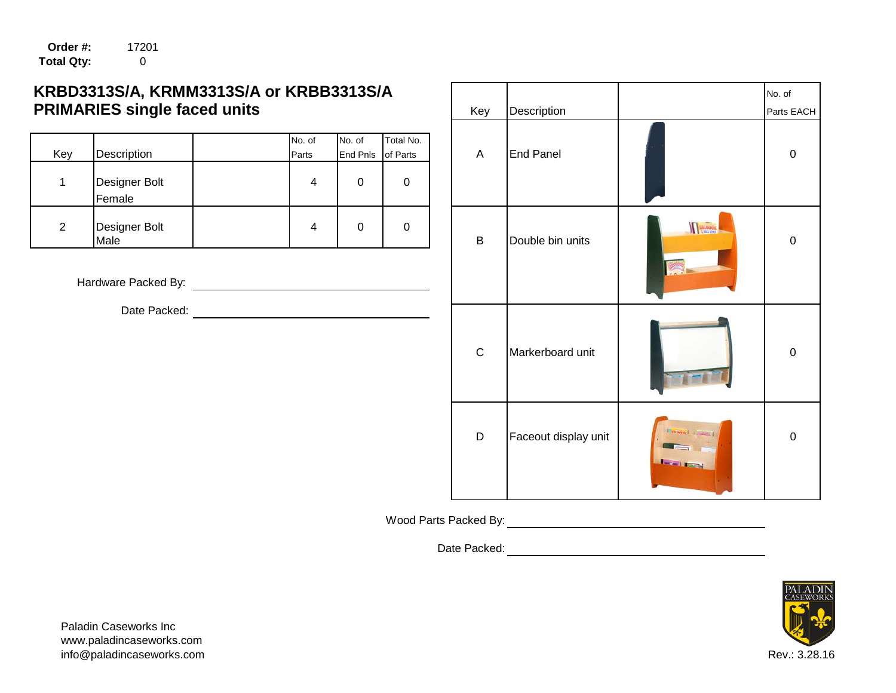**Order #:** 17201
**Total Qty:** 0

## KRBD3313S/A, KRMM3313S/A or KRBB3313S/A PRIMARIES single faced units

| Key | Description | | No. of Parts | No. of End Pnls | Total No. of Parts |
|---|---|---|---|---|---|
| 1 | Designer Bolt Female | | 4 | 0 | 0 |
| 2 | Designer Bolt Male | | 4 | 0 | 0 |

Hardware Packed By: ____________________

Date Packed: ____________________

| Key | Description | | No. of Parts EACH |
|---|---|---|---|
| A | End Panel | | 0 |
| B | Double bin units | | 0 |
| C | Markerboard unit | | 0 |
| D | Faceout display unit | | 0 |

Wood Parts Packed By: ____________________

Date Packed: ____________________

Paladin Caseworks Inc
www.paladincaseworks.com
info@paladincaseworks.com

Rev.: 3.28.16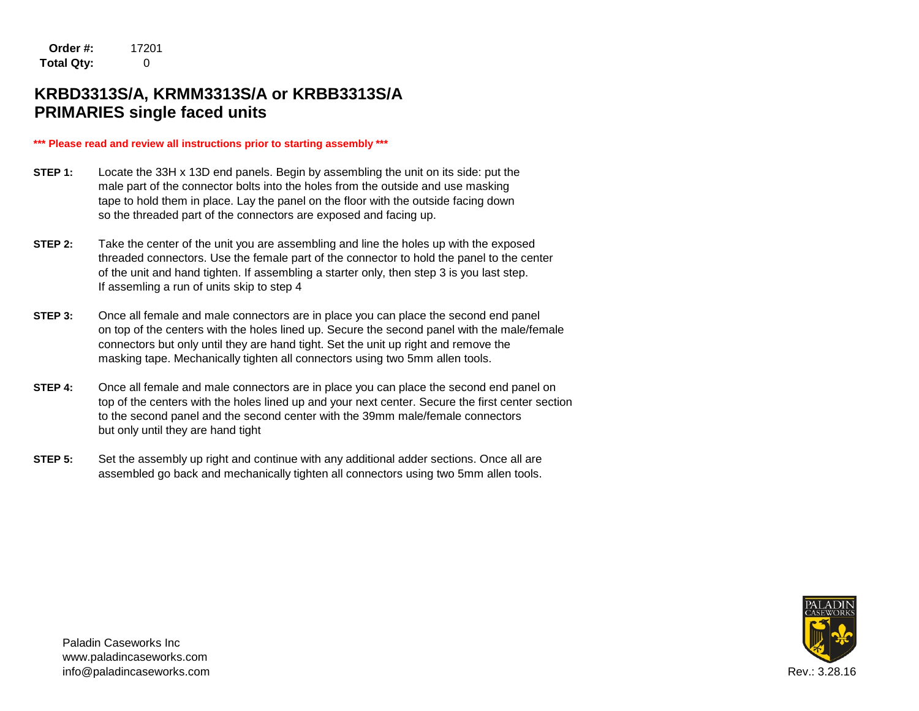**Order #:** 17201
**Total Qty:** 0

## KRBD3313S/A, KRMM3313S/A or KRBB3313S/A PRIMARIES single faced units

**\*\*\* Please read and review all instructions prior to starting assembly \*\*\***

**STEP 1:** Locate the 33H x 13D end panels. Begin by assembling the unit on its side: put the male part of the connector bolts into the holes from the outside and use masking tape to hold them in place. Lay the panel on the floor with the outside facing down so the threaded part of the connectors are exposed and facing up.

**STEP 2:** Take the center of the unit you are assembling and line the holes up with the exposed threaded connectors. Use the female part of the connector to hold the panel to the center of the unit and hand tighten. If assembling a starter only, then step 3 is you last step. If assemling a run of units skip to step 4

**STEP 3:** Once all female and male connectors are in place you can place the second end panel on top of the centers with the holes lined up. Secure the second panel with the male/female connectors but only until they are hand tight. Set the unit up right and remove the masking tape. Mechanically tighten all connectors using two 5mm allen tools.

**STEP 4:** Once all female and male connectors are in place you can place the second end panel on top of the centers with the holes lined up and your next center. Secure the first center section to the second panel and the second center with the 39mm male/female connectors but only until they are hand tight

**STEP 5:** Set the assembly up right and continue with any additional adder sections. Once all are assembled go back and mechanically tighten all connectors using two 5mm allen tools.

Paladin Caseworks Inc
www.paladincaseworks.com
info@paladincaseworks.com

Rev.: 3.28.16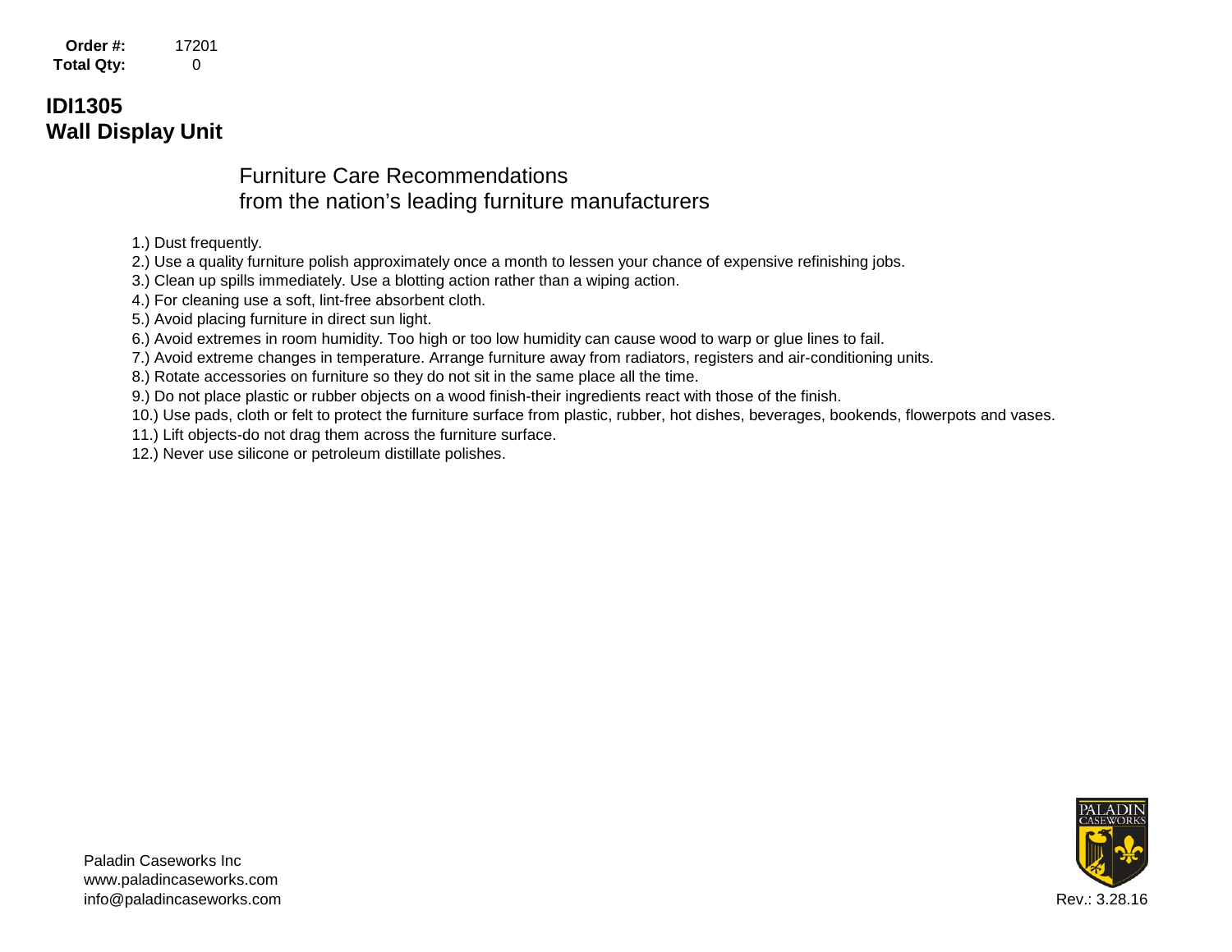**Order #:** 17201
**Total Qty:** 0

# IDI1305
# Wall Display Unit

## Furniture Care Recommendations
## from the nation's leading furniture manufacturers

1.) Dust frequently.
2.) Use a quality furniture polish approximately once a month to lessen your chance of expensive refinishing jobs.
3.) Clean up spills immediately. Use a blotting action rather than a wiping action.
4.) For cleaning use a soft, lint-free absorbent cloth.
5.) Avoid placing furniture in direct sun light.
6.) Avoid extremes in room humidity. Too high or too low humidity can cause wood to warp or glue lines to fail.
7.) Avoid extreme changes in temperature. Arrange furniture away from radiators, registers and air-conditioning units.
8.) Rotate accessories on furniture so they do not sit in the same place all the time.
9.) Do not place plastic or rubber objects on a wood finish-their ingredients react with those of the finish.
10.) Use pads, cloth or felt to protect the furniture surface from plastic, rubber, hot dishes, beverages, bookends, flowerpots and vases.
11.) Lift objects-do not drag them across the furniture surface.
12.) Never use silicone or petroleum distillate polishes.

Paladin Caseworks Inc
www.paladincaseworks.com
info@paladincaseworks.com

PALADIN CASEWORKS

Rev.: 3.28.16